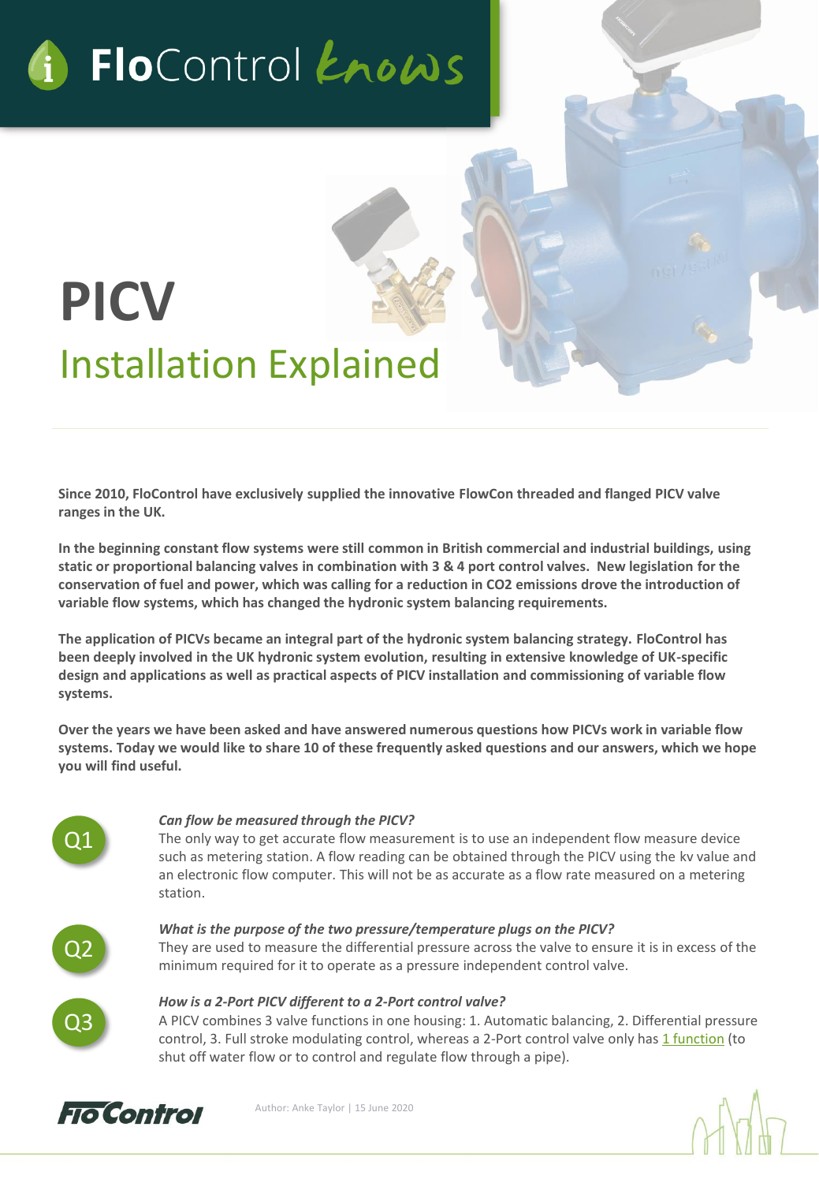FloControl knows

# PICV

## Installation Explained

**Since 2010, FloControl have exclusively supplied the innovative FlowCon threaded and flanged PICV valve ranges in the UK.**

**In the beginning constant flow systems were still common in British commercial and industrial buildings, using static or proportional balancing valves in combination with 3 & 4 port control valves. New legislation for the conservation of fuel and power, which was calling for a reduction in CO2 emissions drove the introduction of variable flow systems, which has changed the hydronic system balancing requirements.**

**The application of PICVs became an integral part of the hydronic system balancing strategy. FloControl has been deeply involved in the UK hydronic system evolution, resulting in extensive knowledge of UK-specific design and applications as well as practical aspects of PICV installation and commissioning of variable flow systems.**

**Over the years we have been asked and have answered numerous questions how PICVs work in variable flow systems. Today we would like to share 10 of these frequently asked questions and our answers, which we hope you will find useful.**

**Q1**

***Can flow be measured through the PICV?***

The only way to get accurate flow measurement is to use an independent flow measure device such as metering station. A flow reading can be obtained through the PICV using the kv value and an electronic flow computer. This will not be as accurate as a flow rate measured on a metering station.

**Q2**

***What is the purpose of the two pressure/temperature plugs on the PICV?***

They are used to measure the differential pressure across the valve to ensure it is in excess of the minimum required for it to operate as a pressure independent control valve.

**Q3**

***How is a 2-Port PICV different to a 2-Port control valve?***

A PICV combines 3 valve functions in one housing: 1. Automatic balancing, 2. Differential pressure control, 3. Full stroke modulating control, whereas a 2-Port control valve only has 1 function (to shut off water flow or to control and regulate flow through a pipe).

FloControl

Author: Anke Taylor | 15 June 2020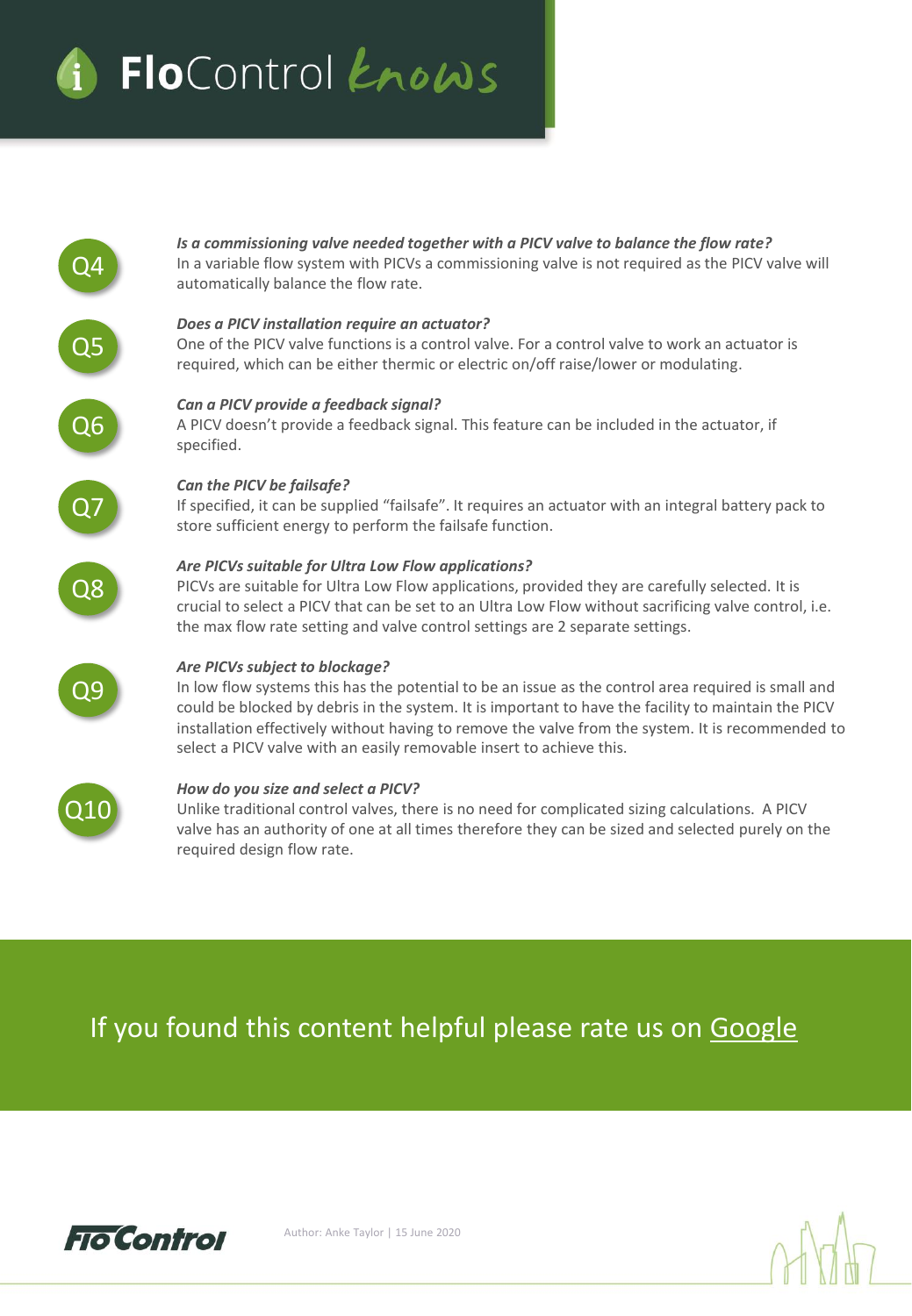# FloControl knows

**Q4**

***Is a commissioning valve needed together with a PICV valve to balance the flow rate?***

In a variable flow system with PICVs a commissioning valve is not required as the PICV valve will automatically balance the flow rate.

**Q5**

***Does a PICV installation require an actuator?***

One of the PICV valve functions is a control valve. For a control valve to work an actuator is required, which can be either thermic or electric on/off raise/lower or modulating.

**Q6**

***Can a PICV provide a feedback signal?***

A PICV doesn't provide a feedback signal. This feature can be included in the actuator, if specified.

**Q7**

***Can the PICV be failsafe?***

If specified, it can be supplied "failsafe". It requires an actuator with an integral battery pack to store sufficient energy to perform the failsafe function.

**Q8**

***Are PICVs suitable for Ultra Low Flow applications?***

PICVs are suitable for Ultra Low Flow applications, provided they are carefully selected. It is crucial to select a PICV that can be set to an Ultra Low Flow without sacrificing valve control, i.e. the max flow rate setting and valve control settings are 2 separate settings.

**Q9**

***Are PICVs subject to blockage?***

In low flow systems this has the potential to be an issue as the control area required is small and could be blocked by debris in the system. It is important to have the facility to maintain the PICV installation effectively without having to remove the valve from the system. It is recommended to select a PICV valve with an easily removable insert to achieve this.

**Q10**

***How do you size and select a PICV?***

Unlike traditional control valves, there is no need for complicated sizing calculations. A PICV valve has an authority of one at all times therefore they can be sized and selected purely on the required design flow rate.

If you found this content helpful please rate us on Google

FloControl

Author: Anke Taylor | 15 June 2020